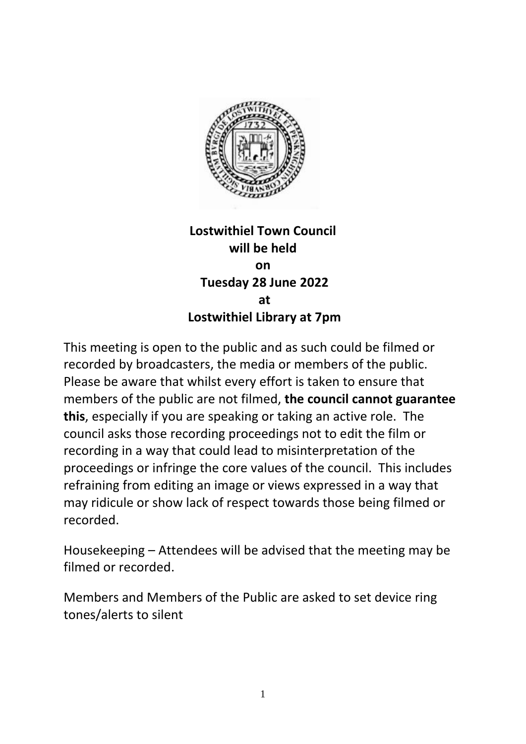**Lostwithiel Town Council**
**will be held**
**on**
**Tuesday 28 June 2022**
**at**
**Lostwithiel Library at 7pm**

This meeting is open to the public and as such could be filmed or recorded by broadcasters, the media or members of the public. Please be aware that whilst every effort is taken to ensure that members of the public are not filmed, **the council cannot guarantee this**, especially if you are speaking or taking an active role. The council asks those recording proceedings not to edit the film or recording in a way that could lead to misinterpretation of the proceedings or infringe the core values of the council. This includes refraining from editing an image or views expressed in a way that may ridicule or show lack of respect towards those being filmed or recorded.

Housekeeping – Attendees will be advised that the meeting may be filmed or recorded.

Members and Members of the Public are asked to set device ring tones/alerts to silent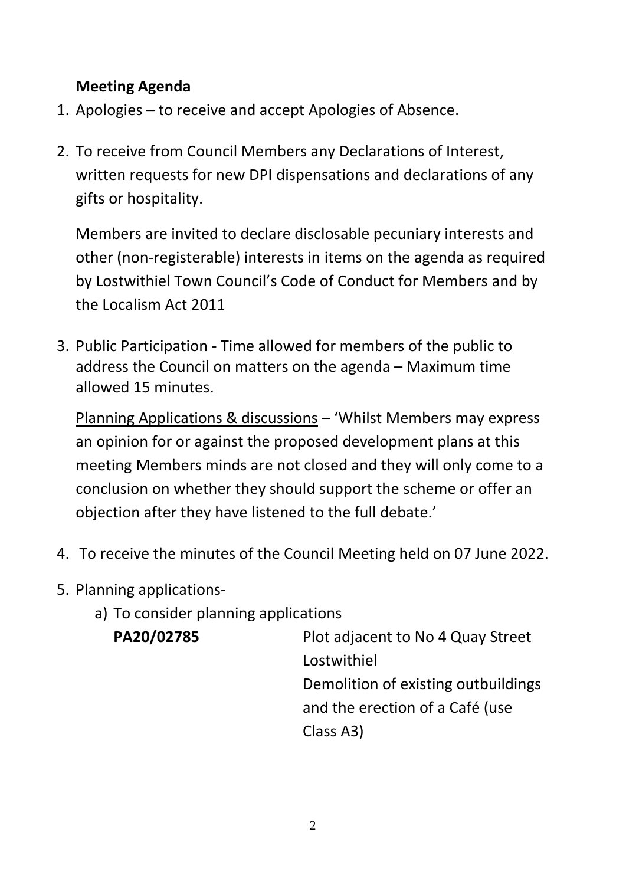**Meeting Agenda**

1. Apologies – to receive and accept Apologies of Absence.

2. To receive from Council Members any Declarations of Interest, written requests for new DPI dispensations and declarations of any gifts or hospitality.

   Members are invited to declare disclosable pecuniary interests and other (non-registerable) interests in items on the agenda as required by Lostwithiel Town Council's Code of Conduct for Members and by the Localism Act 2011

3. Public Participation - Time allowed for members of the public to address the Council on matters on the agenda – Maximum time allowed 15 minutes.

   Planning Applications & discussions – 'Whilst Members may express an opinion for or against the proposed development plans at this meeting Members minds are not closed and they will only come to a conclusion on whether they should support the scheme or offer an objection after they have listened to the full debate.'

4. To receive the minutes of the Council Meeting held on 07 June 2022.

5. Planning applications-
   a) To consider planning applications

| | |
|---|---|
| **PA20/02785** | Plot adjacent to No 4 Quay Street Lostwithiel<br>Demolition of existing outbuildings and the erection of a Café (use Class A3) |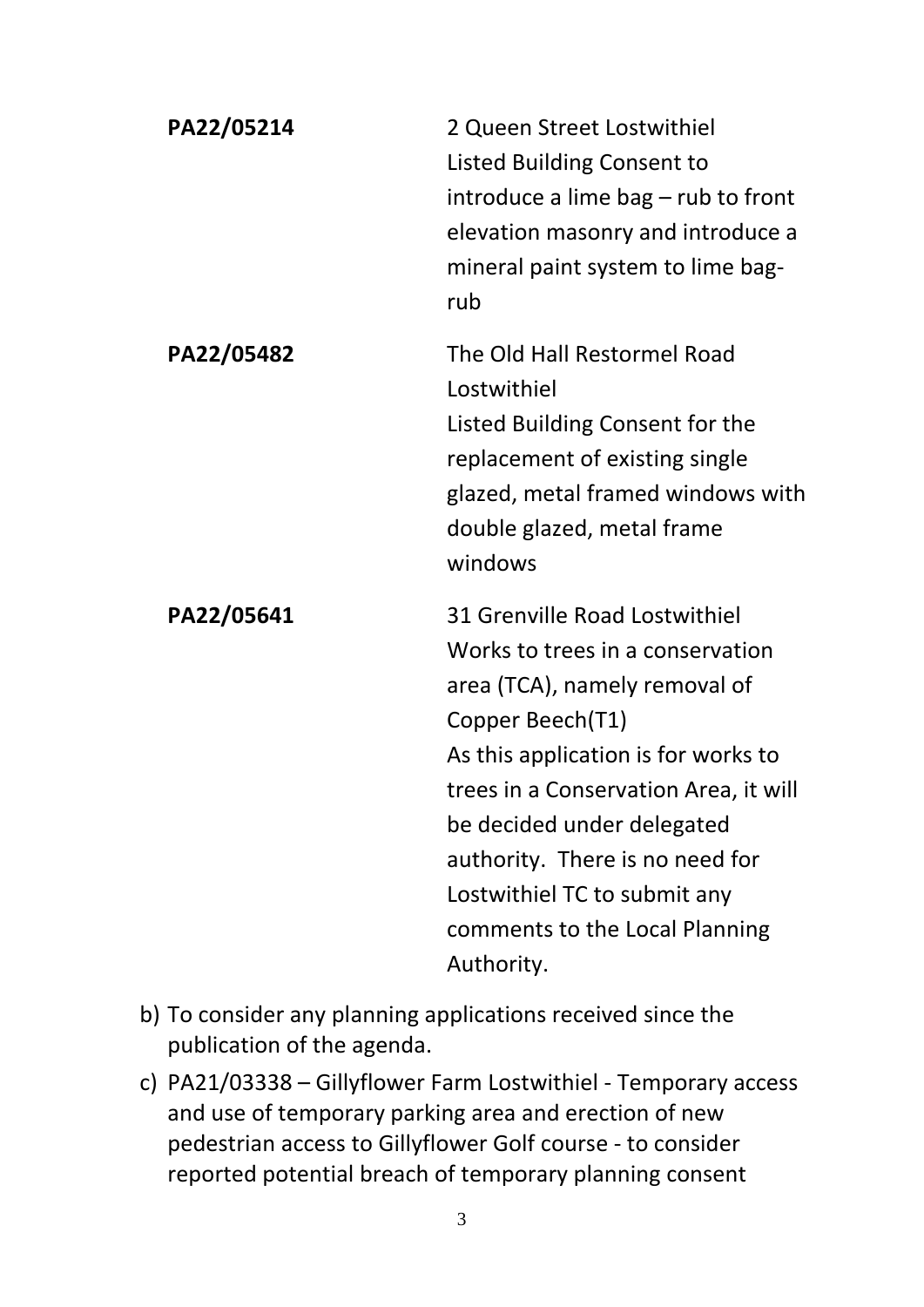| | |
|---|---|
| **PA22/05214** | 2 Queen Street Lostwithiel<br>Listed Building Consent to introduce a lime bag – rub to front elevation masonry and introduce a mineral paint system to lime bag-rub |
| **PA22/05482** | The Old Hall Restormel Road Lostwithiel<br>Listed Building Consent for the replacement of existing single glazed, metal framed windows with double glazed, metal frame windows |
| **PA22/05641** | 31 Grenville Road Lostwithiel<br>Works to trees in a conservation area (TCA), namely removal of Copper Beech(T1)<br>As this application is for works to trees in a Conservation Area, it will be decided under delegated authority. There is no need for Lostwithiel TC to submit any comments to the Local Planning Authority. |

b) To consider any planning applications received since the publication of the agenda.

c) PA21/03338 – Gillyflower Farm Lostwithiel - Temporary access and use of temporary parking area and erection of new pedestrian access to Gillyflower Golf course - to consider reported potential breach of temporary planning consent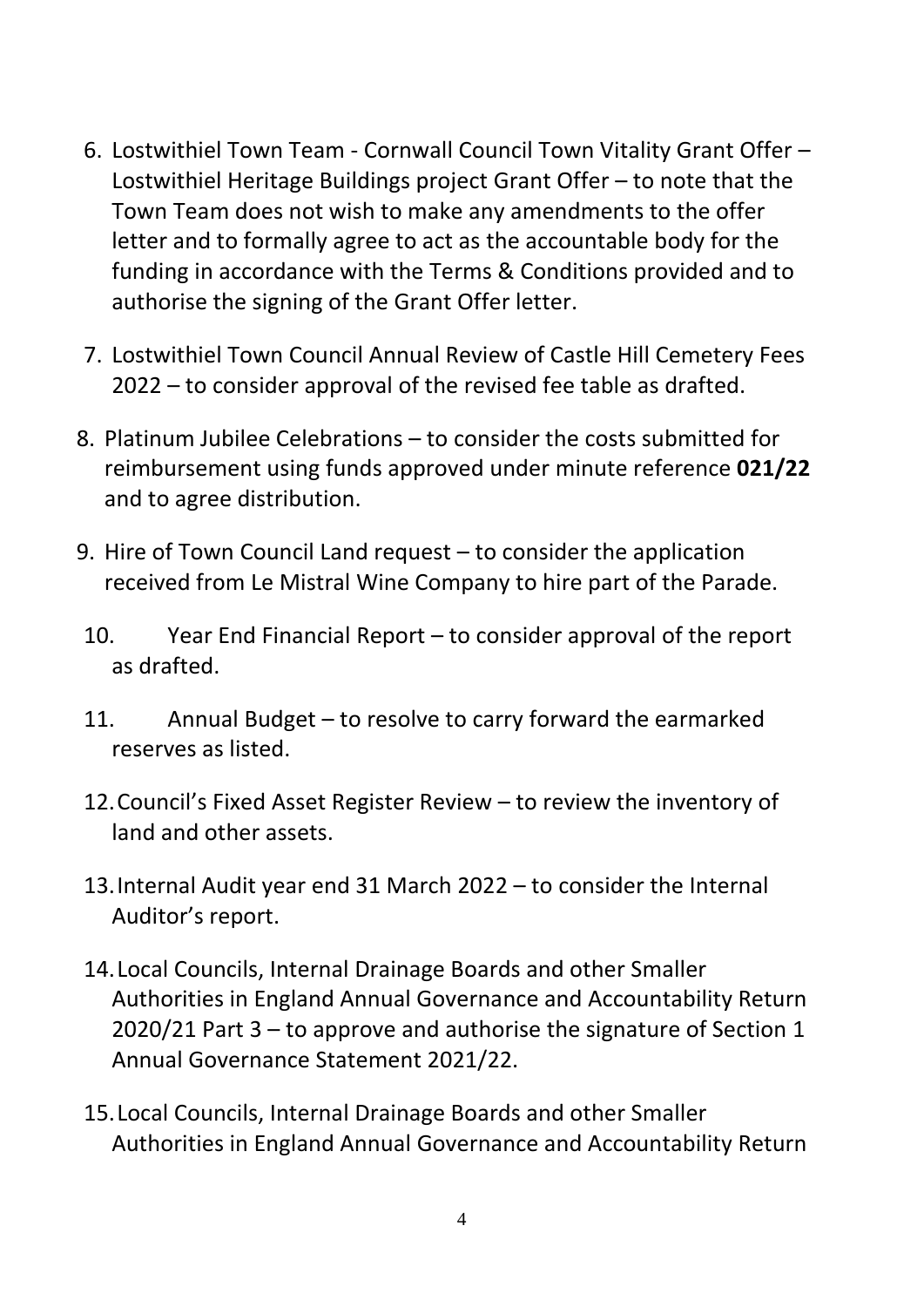6. Lostwithiel Town Team - Cornwall Council Town Vitality Grant Offer – Lostwithiel Heritage Buildings project Grant Offer – to note that the Town Team does not wish to make any amendments to the offer letter and to formally agree to act as the accountable body for the funding in accordance with the Terms & Conditions provided and to authorise the signing of the Grant Offer letter.

7. Lostwithiel Town Council Annual Review of Castle Hill Cemetery Fees 2022 – to consider approval of the revised fee table as drafted.

8. Platinum Jubilee Celebrations – to consider the costs submitted for reimbursement using funds approved under minute reference **021/22** and to agree distribution.

9. Hire of Town Council Land request – to consider the application received from Le Mistral Wine Company to hire part of the Parade.

10. Year End Financial Report – to consider approval of the report as drafted.

11. Annual Budget – to resolve to carry forward the earmarked reserves as listed.

12. Council's Fixed Asset Register Review – to review the inventory of land and other assets.

13. Internal Audit year end 31 March 2022 – to consider the Internal Auditor's report.

14. Local Councils, Internal Drainage Boards and other Smaller Authorities in England Annual Governance and Accountability Return 2020/21 Part 3 – to approve and authorise the signature of Section 1 Annual Governance Statement 2021/22.

15. Local Councils, Internal Drainage Boards and other Smaller Authorities in England Annual Governance and Accountability Return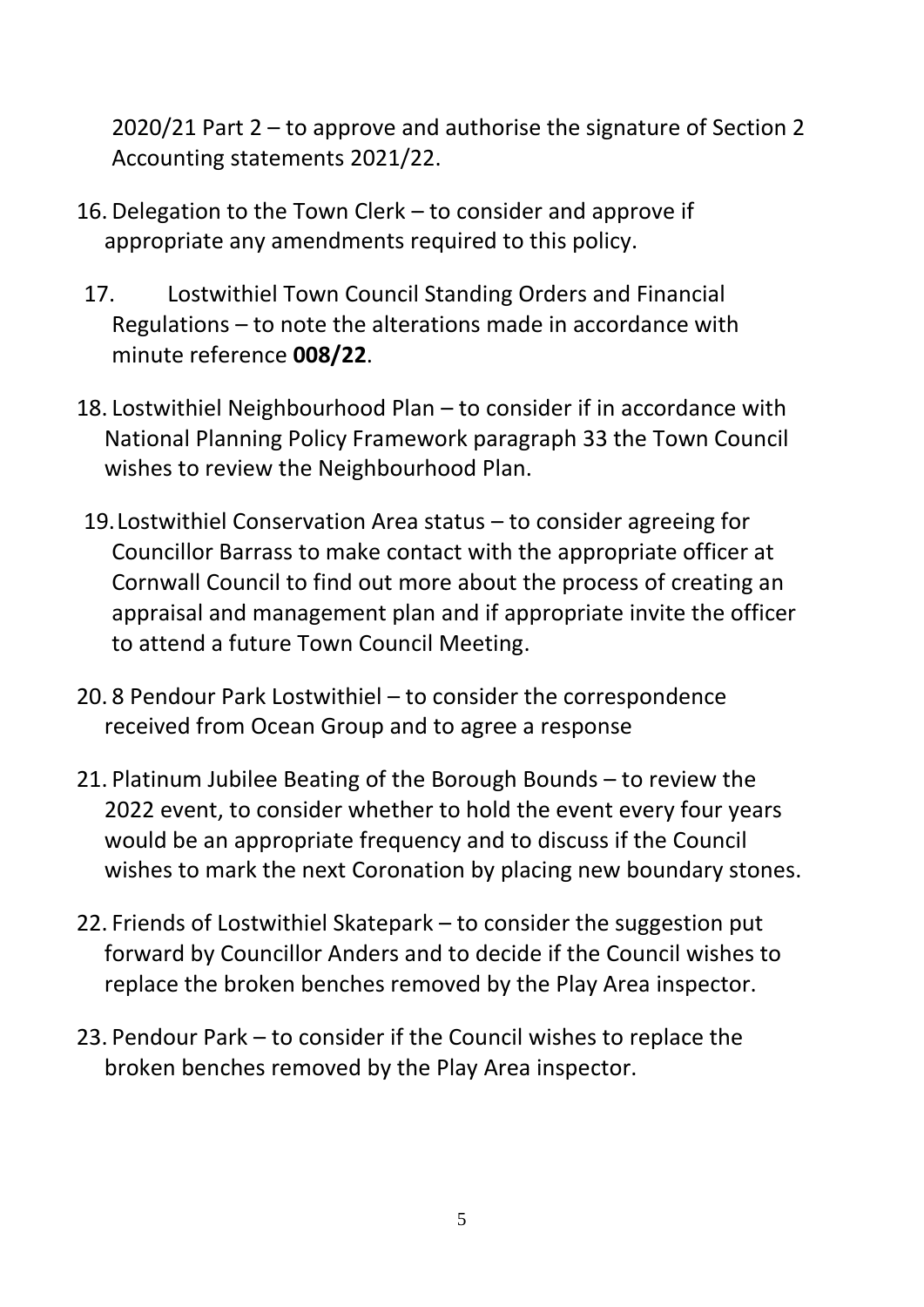2020/21 Part 2 – to approve and authorise the signature of Section 2 Accounting statements 2021/22.

16. Delegation to the Town Clerk – to consider and approve if appropriate any amendments required to this policy.

17. Lostwithiel Town Council Standing Orders and Financial Regulations – to note the alterations made in accordance with minute reference **008/22**.

18. Lostwithiel Neighbourhood Plan – to consider if in accordance with National Planning Policy Framework paragraph 33 the Town Council wishes to review the Neighbourhood Plan.

19. Lostwithiel Conservation Area status – to consider agreeing for Councillor Barrass to make contact with the appropriate officer at Cornwall Council to find out more about the process of creating an appraisal and management plan and if appropriate invite the officer to attend a future Town Council Meeting.

20. 8 Pendour Park Lostwithiel – to consider the correspondence received from Ocean Group and to agree a response

21. Platinum Jubilee Beating of the Borough Bounds – to review the 2022 event, to consider whether to hold the event every four years would be an appropriate frequency and to discuss if the Council wishes to mark the next Coronation by placing new boundary stones.

22. Friends of Lostwithiel Skatepark – to consider the suggestion put forward by Councillor Anders and to decide if the Council wishes to replace the broken benches removed by the Play Area inspector.

23. Pendour Park – to consider if the Council wishes to replace the broken benches removed by the Play Area inspector.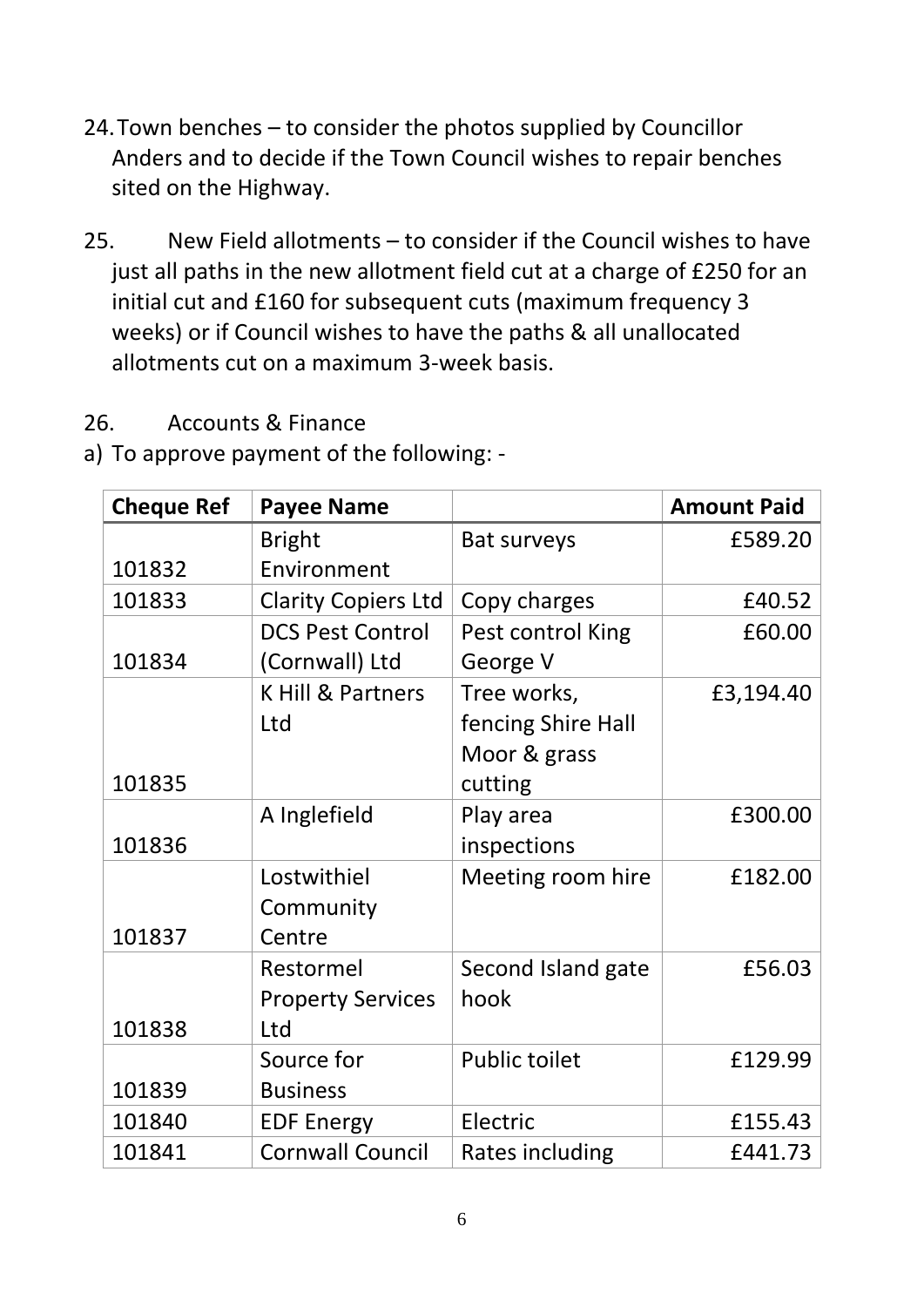24. Town benches – to consider the photos supplied by Councillor Anders and to decide if the Town Council wishes to repair benches sited on the Highway.

25. New Field allotments – to consider if the Council wishes to have just all paths in the new allotment field cut at a charge of £250 for an initial cut and £160 for subsequent cuts (maximum frequency 3 weeks) or if Council wishes to have the paths & all unallocated allotments cut on a maximum 3-week basis.

26. Accounts & Finance

a) To approve payment of the following: -

| Cheque Ref | Payee Name | | Amount Paid |
|---|---|---|---|
| 101832 | Bright Environment | Bat surveys | £589.20 |
| 101833 | Clarity Copiers Ltd | Copy charges | £40.52 |
| 101834 | DCS Pest Control (Cornwall) Ltd | Pest control King George V | £60.00 |
| 101835 | K Hill & Partners Ltd | Tree works, fencing Shire Hall Moor & grass cutting | £3,194.40 |
| 101836 | A Inglefield | Play area inspections | £300.00 |
| 101837 | Lostwithiel Community Centre | Meeting room hire | £182.00 |
| 101838 | Restormel Property Services Ltd | Second Island gate hook | £56.03 |
| 101839 | Source for Business | Public toilet | £129.99 |
| 101840 | EDF Energy | Electric | £155.43 |
| 101841 | Cornwall Council | Rates including | £441.73 |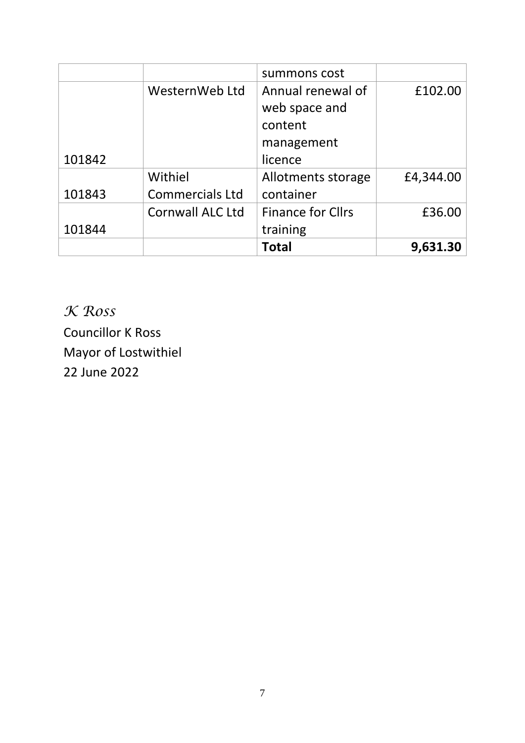| | | | |
|---|---|---|---|
| | | summons cost | |
| 101842 | WesternWeb Ltd | Annual renewal of web space and content management licence | £102.00 |
| 101843 | Withiel Commercials Ltd | Allotments storage container | £4,344.00 |
| 101844 | Cornwall ALC Ltd | Finance for Cllrs training | £36.00 |
| | | **Total** | **9,631.30** |

*K Ross*

Councillor K Ross
Mayor of Lostwithiel
22 June 2022